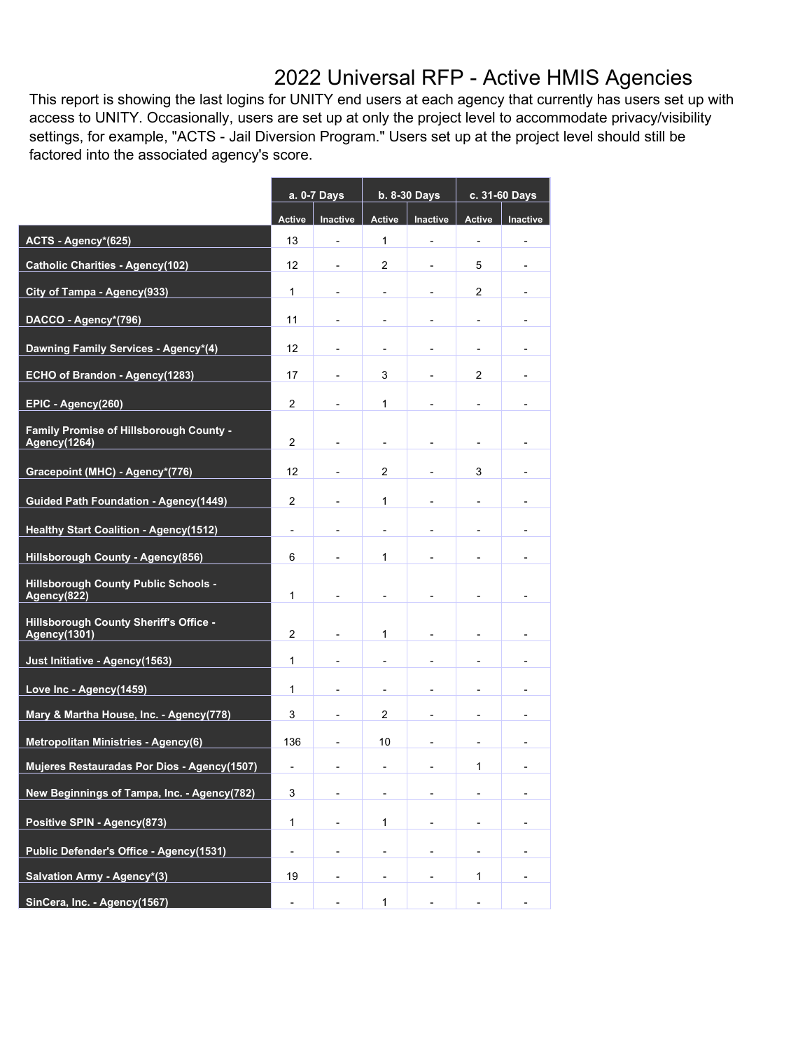# 2022 Universal RFP - Active HMIS Agencies

This report is showing the last logins for UNITY end users at each agency that currently has users set up with access to UNITY. Occasionally, users are set up at only the project level to accommodate privacy/visibility settings, for example, "ACTS - Jail Diversion Program." Users set up at the project level should still be factored into the associated agency's score.

| | a. 0-7 Days | | b. 8-30 Days | | c. 31-60 Days | |
|---|---|---|---|---|---|---|
| | Active | Inactive | Active | Inactive | Active | Inactive |
| ACTS - Agency*(625) | 13 | - | 1 | - | - | - |
| Catholic Charities - Agency(102) | 12 | - | 2 | - | 5 | - |
| City of Tampa - Agency(933) | 1 | - | - | - | 2 | - |
| DACCO - Agency*(796) | 11 | - | - | - | - | - |
| Dawning Family Services - Agency*(4) | 12 | - | - | - | - | - |
| ECHO of Brandon - Agency(1283) | 17 | - | 3 | - | 2 | - |
| EPIC - Agency(260) | 2 | - | 1 | - | - | - |
| Family Promise of Hillsborough County - Agency(1264) | 2 | - | - | - | - | - |
| Gracepoint (MHC) - Agency*(776) | 12 | - | 2 | - | 3 | - |
| Guided Path Foundation - Agency(1449) | 2 | - | 1 | - | - | - |
| Healthy Start Coalition - Agency(1512) | - | - | - | - | - | - |
| Hillsborough County - Agency(856) | 6 | - | 1 | - | - | - |
| Hillsborough County Public Schools - Agency(822) | 1 | - | - | - | - | - |
| Hillsborough County Sheriff's Office - Agency(1301) | 2 | - | 1 | - | - | - |
| Just Initiative - Agency(1563) | 1 | - | - | - | - | - |
| Love Inc - Agency(1459) | 1 | - | - | - | - | - |
| Mary & Martha House, Inc. - Agency(778) | 3 | - | 2 | - | - | - |
| Metropolitan Ministries - Agency(6) | 136 | - | 10 | - | - | - |
| Mujeres Restauradas Por Dios - Agency(1507) | - | - | - | - | 1 | - |
| New Beginnings of Tampa, Inc. - Agency(782) | 3 | - | - | - | - | - |
| Positive SPIN - Agency(873) | 1 | - | 1 | - | - | - |
| Public Defender's Office - Agency(1531) | - | - | - | - | - | - |
| Salvation Army - Agency*(3) | 19 | - | - | - | 1 | - |
| SinCera, Inc. - Agency(1567) | - | - | 1 | - | - | - |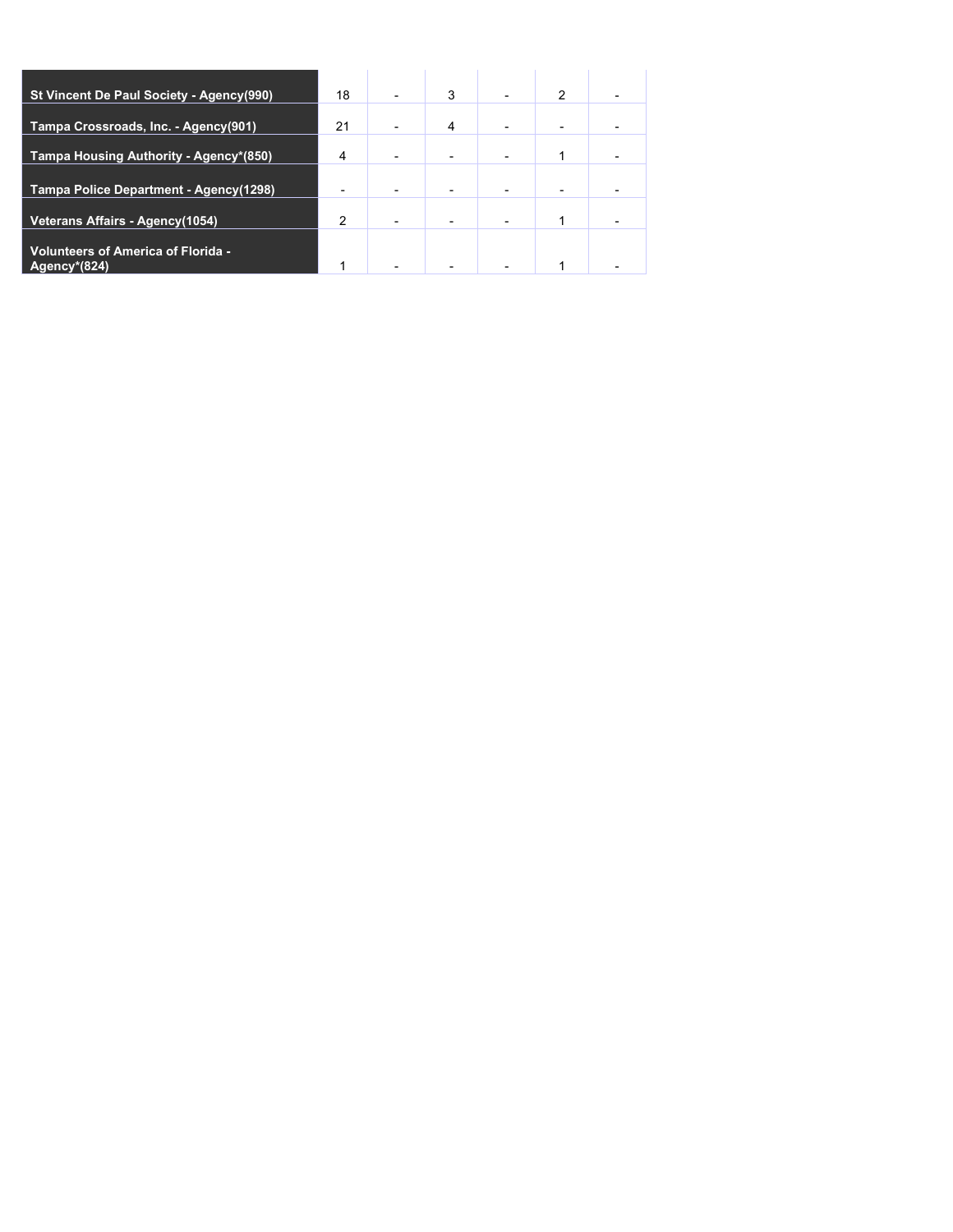| | | | | | | |
|---|---|---|---|---|---|---|
| **St Vincent De Paul Society - Agency(990)** | 18 | - | 3 | - | 2 | - |
| **Tampa Crossroads, Inc. - Agency(901)** | 21 | - | 4 | - | - | - |
| **Tampa Housing Authority - Agency*(850)** | 4 | - | - | - | 1 | - |
| **Tampa Police Department - Agency(1298)** | - | - | - | - | - | - |
| **Veterans Affairs - Agency(1054)** | 2 | - | - | - | 1 | - |
| **Volunteers of America of Florida - Agency*(824)** | 1 | - | - | - | 1 | - |